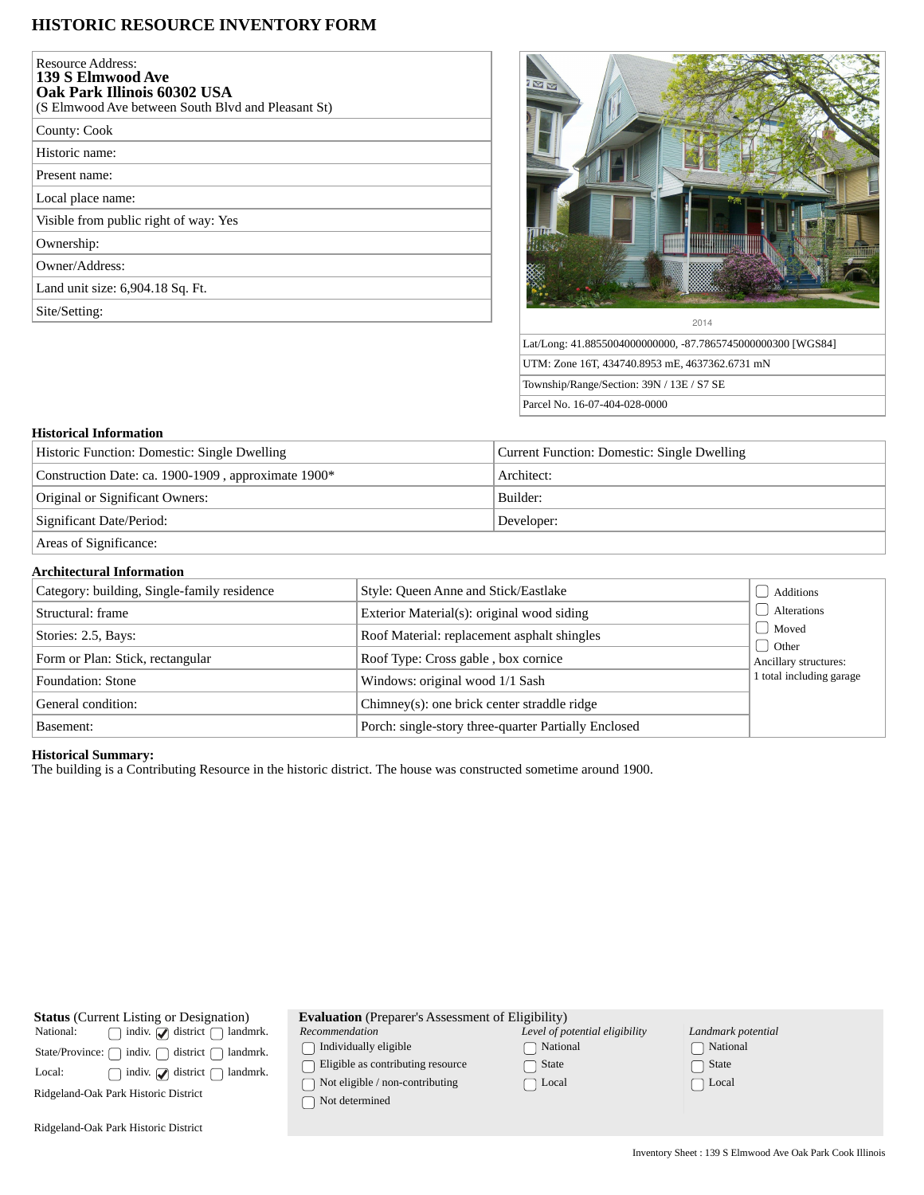# HISTORIC RESOURCE INVENTORY FORM

| Resource Address: **139 S Elmwood Ave Oak Park Illinois 60302 USA** (S Elmwood Ave between South Blvd and Pleasant St) |
|---|
| County: Cook |
| Historic name: |
| Present name: |
| Local place name: |
| Visible from public right of way: Yes |
| Ownership: |
| Owner/Address: |
| Land unit size: 6,904.18 Sq. Ft. |
| Site/Setting: |

2014

| Lat/Long: 41.8855004000000000, -87.7865745000000300 [WGS84] |
|---|
| UTM: Zone 16T, 434740.8953 mE, 4637362.6731 mN |
| Township/Range/Section: 39N / 13E / S7 SE |
| Parcel No. 16-07-404-028-0000 |

## Historical Information

| Historic Function: Domestic: Single Dwelling | Current Function: Domestic: Single Dwelling |
|---|---|
| Construction Date: ca. 1900-1909 , approximate 1900* | Architect: |
| Original or Significant Owners: | Builder: |
| Significant Date/Period: | Developer: |
| Areas of Significance: | |

## Architectural Information

| Category: building, Single-family residence | Style: Queen Anne and Stick/Eastlake | ☐ Additions ☐ Alterations ☐ Moved ☐ Other |
|---|---|---|
| Structural: frame | Exterior Material(s): original wood siding | Ancillary structures: 1 total including garage |
| Stories: 2.5, Bays: | Roof Material: replacement asphalt shingles | |
| Form or Plan: Stick, rectangular | Roof Type: Cross gable , box cornice | |
| Foundation: Stone | Windows: original wood 1/1 Sash | |
| General condition: | Chimney(s): one brick center straddle ridge | |
| Basement: | Porch: single-story three-quarter Partially Enclosed | |

**Historical Summary:**
The building is a Contributing Resource in the historic district. The house was constructed sometime around 1900.

**Status** (Current Listing or Designation)

| | | | |
|---|---|---|---|
| National: | ☐ indiv. | ☑ district | ☐ landmrk. |
| State/Province: | ☐ indiv. | ☐ district | ☐ landmrk. |
| Local: | ☐ indiv. | ☑ district | ☐ landmrk. |

Ridgeland-Oak Park Historic District

Ridgeland-Oak Park Historic District

**Evaluation** (Preparer's Assessment of Eligibility)

| *Recommendation* | *Level of potential eligibility* | *Landmark potential* |
|---|---|---|
| ☐ Individually eligible | ☐ National | ☐ National |
| ☐ Eligible as contributing resource | ☐ State | ☐ State |
| ☐ Not eligible / non-contributing | ☐ Local | ☐ Local |
| ☐ Not determined | | |

Inventory Sheet : 139 S Elmwood Ave Oak Park Cook Illinois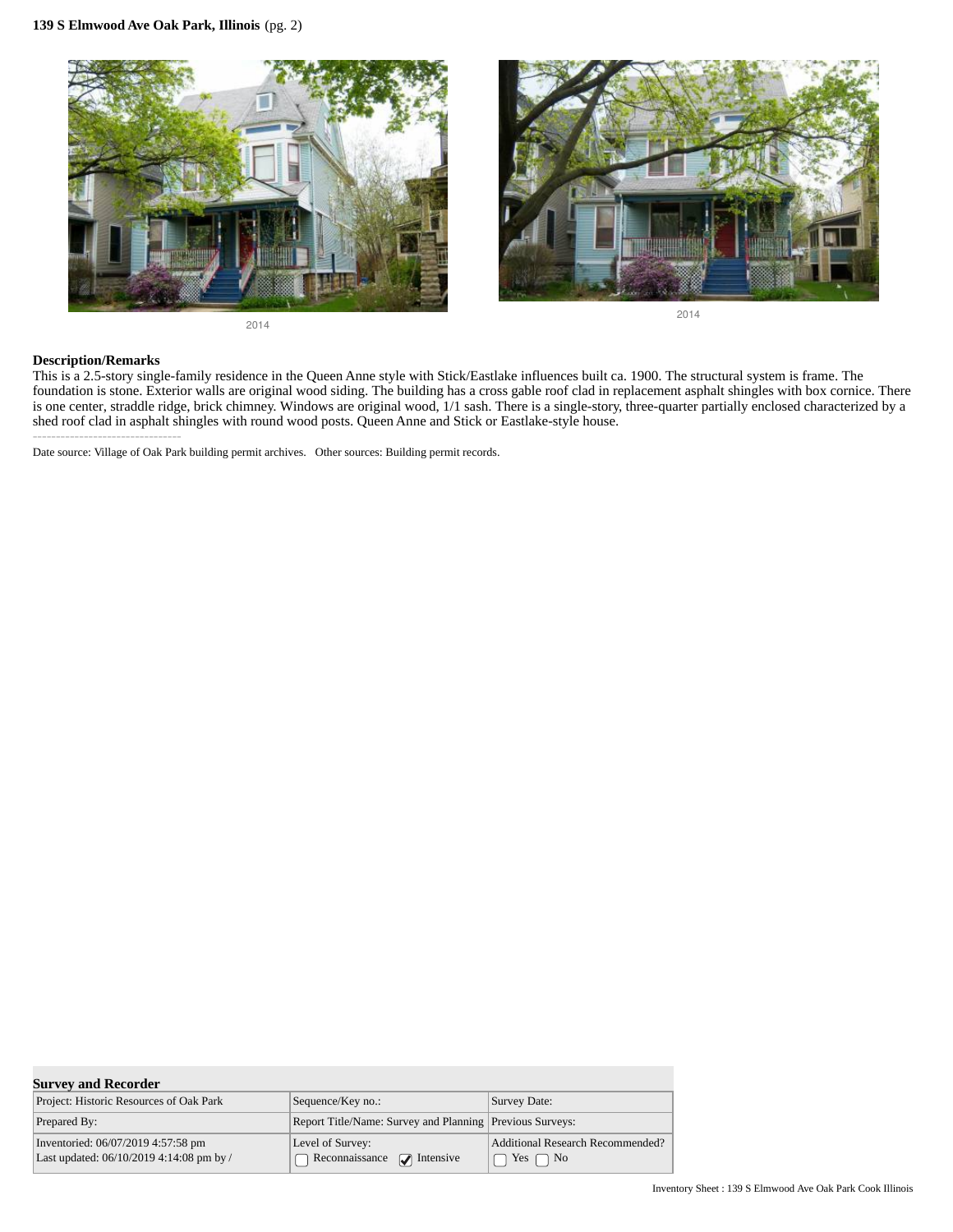**139 S Elmwood Ave Oak Park, Illinois** (pg. 2)

2014

2014

**Description/Remarks**

This is a 2.5-story single-family residence in the Queen Anne style with Stick/Eastlake influences built ca. 1900. The structural system is frame. The foundation is stone. Exterior walls are original wood siding. The building has a cross gable roof clad in replacement asphalt shingles with box cornice. There is one center, straddle ridge, brick chimney. Windows are original wood, 1/1 sash. There is a single-story, three-quarter partially enclosed characterized by a shed roof clad in asphalt shingles with round wood posts. Queen Anne and Stick or Eastlake-style house.

---

Date source: Village of Oak Park building permit archives. Other sources: Building permit records.

**Survey and Recorder**

| | | |
|---|---|---|
| Project: Historic Resources of Oak Park | Sequence/Key no.: | Survey Date: |
| Prepared By: | Report Title/Name: Survey and Planning | Previous Surveys: |
| Inventoried: 06/07/2019 4:57:58 pm<br>Last updated: 06/10/2019 4:14:08 pm by / | Level of Survey:<br>☐ Reconnaissance ☑ Intensive | Additional Research Recommended?<br>☐ Yes ☐ No |

Inventory Sheet : 139 S Elmwood Ave Oak Park Cook Illinois